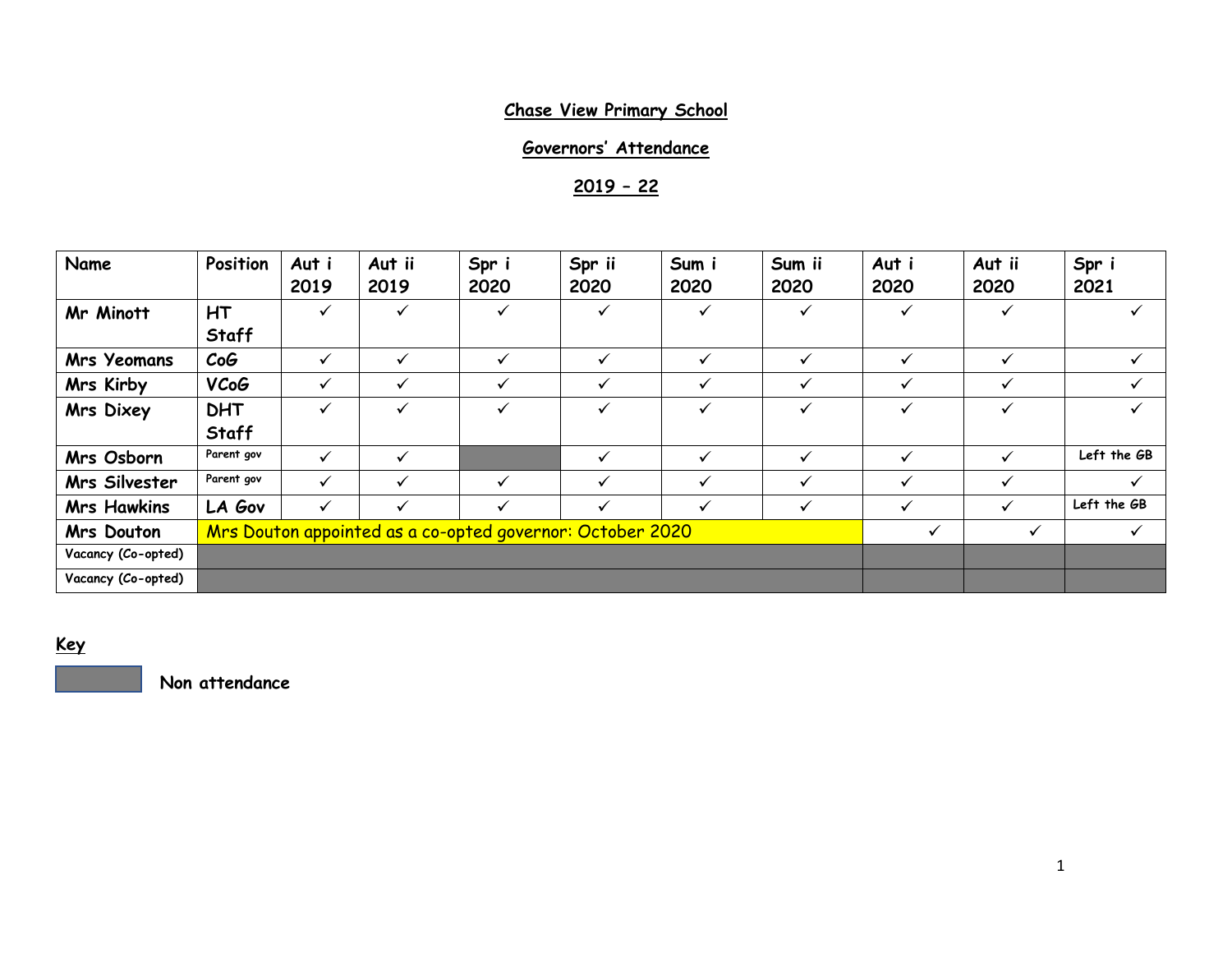**Chase View Primary School**

**Governors' Attendance**

**2019 – 22**

| Name | Position | Aut i 2019 | Aut ii 2019 | Spr i 2020 | Spr ii 2020 | Sum i 2020 | Sum ii 2020 | Aut i 2020 | Aut ii 2020 | Spr i 2021 |
|---|---|---|---|---|---|---|---|---|---|---|
| Mr Minott | HT Staff | ✓ | ✓ | ✓ | ✓ | ✓ | ✓ | ✓ | ✓ | ✓ |
| Mrs Yeomans | CoG | ✓ | ✓ | ✓ | ✓ | ✓ | ✓ | ✓ | ✓ | ✓ |
| Mrs Kirby | VCoG | ✓ | ✓ | ✓ | ✓ | ✓ | ✓ | ✓ | ✓ | ✓ |
| Mrs Dixey | DHT Staff | ✓ | ✓ | ✓ | ✓ | ✓ | ✓ | ✓ | ✓ | ✓ |
| Mrs Osborn | Parent gov | ✓ | ✓ | | ✓ | ✓ | ✓ | ✓ | ✓ | Left the GB |
| Mrs Silvester | Parent gov | ✓ | ✓ | ✓ | ✓ | ✓ | ✓ | ✓ | ✓ | ✓ |
| Mrs Hawkins | LA Gov | ✓ | ✓ | ✓ | ✓ | ✓ | ✓ | ✓ | ✓ | Left the GB |
| Mrs Douton | Mrs Douton appointed as a co-opted governor: October 2020 | | | | | | | ✓ | ✓ | ✓ |
| Vacancy (Co-opted) | | | | | | | | | | |
| Vacancy (Co-opted) | | | | | | | | | | |

**Key**

(Grey shading) Non attendance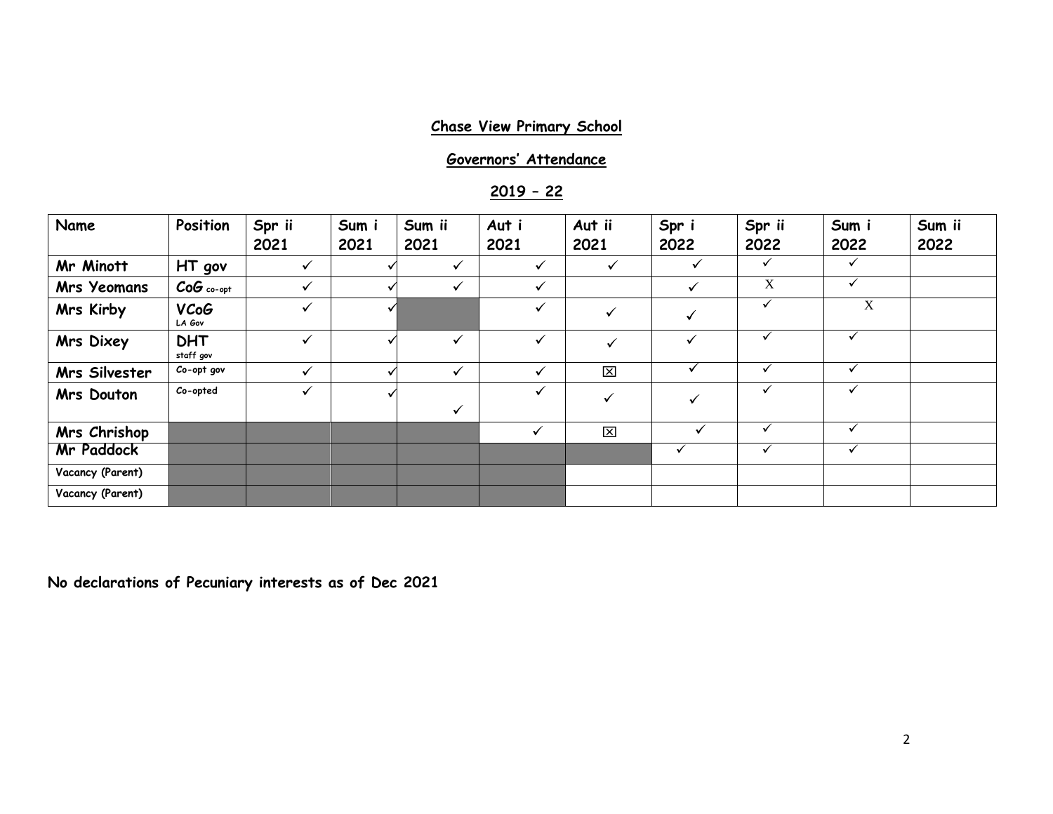**Chase View Primary School**

**Governors' Attendance**

**2019 – 22**

| Name | Position | Spr ii 2021 | Sum i 2021 | Sum ii 2021 | Aut i 2021 | Aut ii 2021 | Spr i 2022 | Spr ii 2022 | Sum i 2022 | Sum ii 2022 |
|---|---|---|---|---|---|---|---|---|---|---|
| Mr Minott | HT gov | ✓ | ✓ | ✓ | ✓ | ✓ | ✓ | ✓ | ✓ | |
| Mrs Yeomans | CoG co-opt | ✓ | ✓ | ✓ | ✓ | | ✓ | X | ✓ | |
| Mrs Kirby | VCoG LA Gov | ✓ | ✓ | | ✓ | ✓ | ✓ | ✓ | X | |
| Mrs Dixey | DHT staff gov | ✓ | ✓ | ✓ | ✓ | ✓ | ✓ | ✓ | ✓ | |
| Mrs Silvester | Co-opt gov | ✓ | ✓ | ✓ | ✓ | ☒ | ✓ | ✓ | ✓ | |
| Mrs Douton | Co-opted | ✓ | ✓ | ✓ | ✓ | ✓ | ✓ | ✓ | ✓ | |
| Mrs Chrishop | | | | | ✓ | ☒ | ✓ | ✓ | ✓ | |
| Mr Paddock | | | | | | | ✓ | ✓ | ✓ | |
| Vacancy (Parent) | | | | | | | | | | |
| Vacancy (Parent) | | | | | | | | | | |

**No declarations of Pecuniary interests as of Dec 2021**